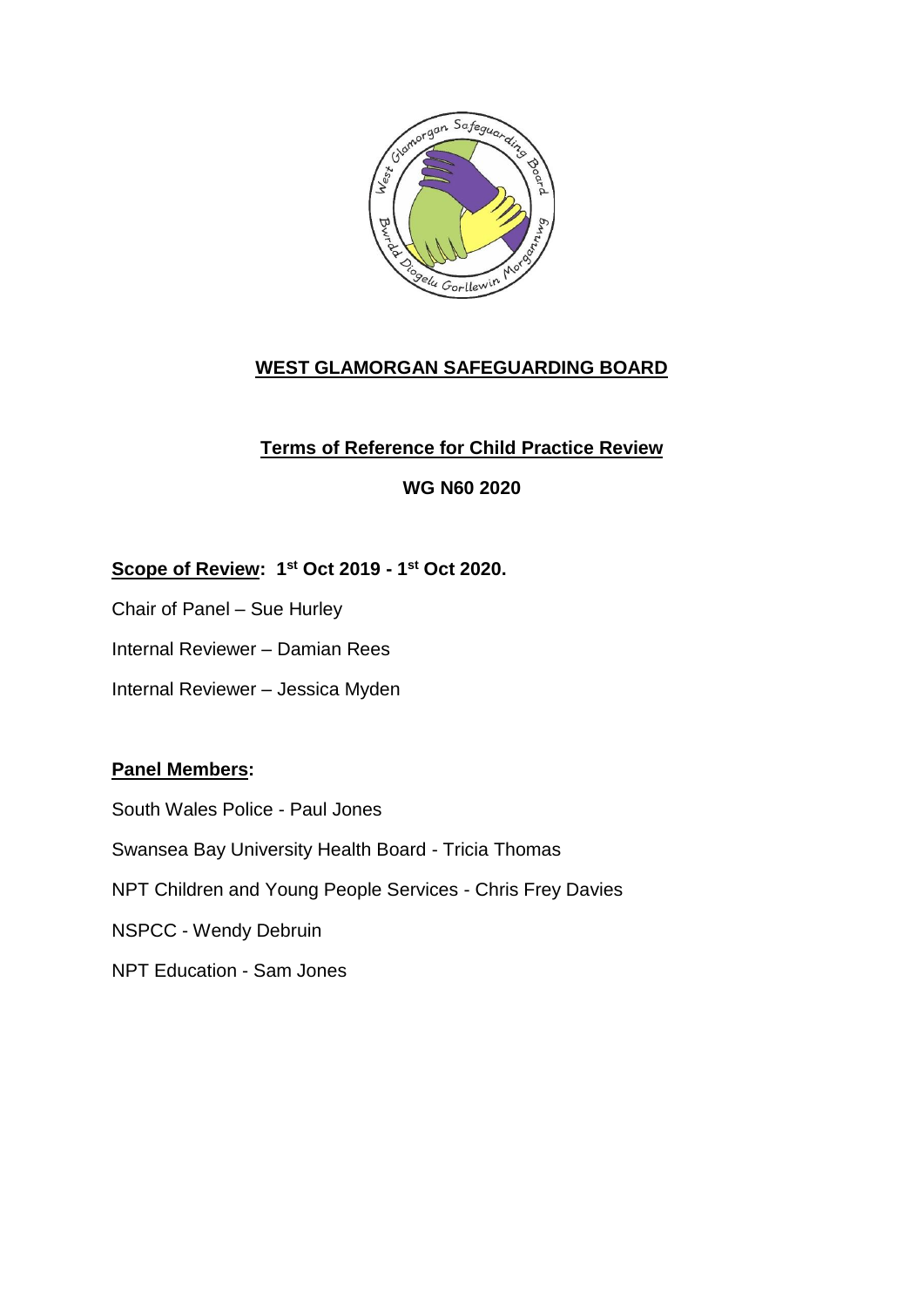# WEST GLAMORGAN SAFEGUARDING BOARD

## Terms of Reference for Child Practice Review

**WG N60 2020**

**Scope of Review: 1st Oct 2019 - 1st Oct 2020.**

Chair of Panel – Sue Hurley

Internal Reviewer – Damian Rees

Internal Reviewer – Jessica Myden

**Panel Members:**

South Wales Police - Paul Jones

Swansea Bay University Health Board - Tricia Thomas

NPT Children and Young People Services - Chris Frey Davies

NSPCC - Wendy Debruin

NPT Education - Sam Jones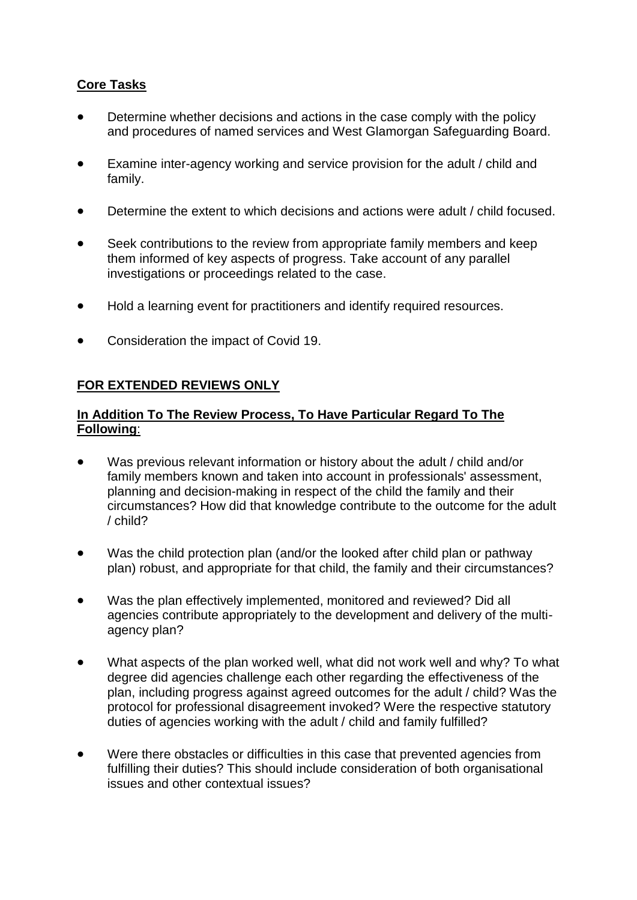**Core Tasks**

- Determine whether decisions and actions in the case comply with the policy and procedures of named services and West Glamorgan Safeguarding Board.
- Examine inter-agency working and service provision for the adult / child and family.
- Determine the extent to which decisions and actions were adult / child focused.
- Seek contributions to the review from appropriate family members and keep them informed of key aspects of progress. Take account of any parallel investigations or proceedings related to the case.
- Hold a learning event for practitioners and identify required resources.
- Consideration the impact of Covid 19.

**FOR EXTENDED REVIEWS ONLY**

**In Addition To The Review Process, To Have Particular Regard To The Following**:

- Was previous relevant information or history about the adult / child and/or family members known and taken into account in professionals' assessment, planning and decision-making in respect of the child the family and their circumstances? How did that knowledge contribute to the outcome for the adult / child?
- Was the child protection plan (and/or the looked after child plan or pathway plan) robust, and appropriate for that child, the family and their circumstances?
- Was the plan effectively implemented, monitored and reviewed? Did all agencies contribute appropriately to the development and delivery of the multi-agency plan?
- What aspects of the plan worked well, what did not work well and why? To what degree did agencies challenge each other regarding the effectiveness of the plan, including progress against agreed outcomes for the adult / child? Was the protocol for professional disagreement invoked? Were the respective statutory duties of agencies working with the adult / child and family fulfilled?
- Were there obstacles or difficulties in this case that prevented agencies from fulfilling their duties? This should include consideration of both organisational issues and other contextual issues?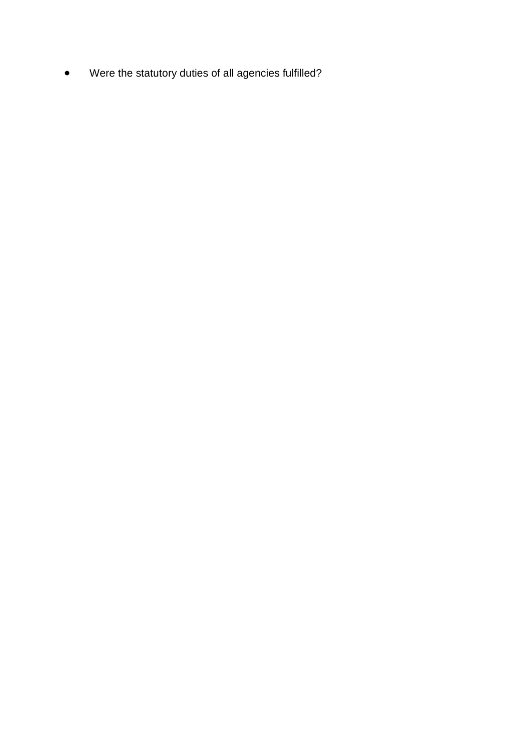- Were the statutory duties of all agencies fulfilled?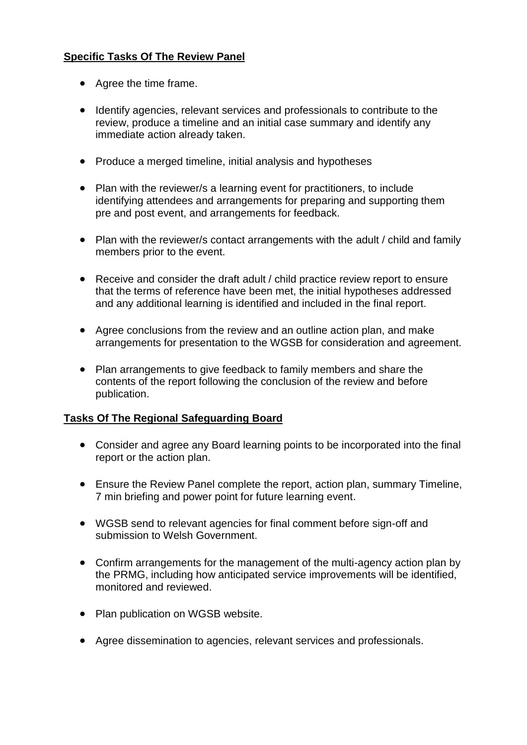**Specific Tasks Of The Review Panel**

- Agree the time frame.
- Identify agencies, relevant services and professionals to contribute to the review, produce a timeline and an initial case summary and identify any immediate action already taken.
- Produce a merged timeline, initial analysis and hypotheses
- Plan with the reviewer/s a learning event for practitioners, to include identifying attendees and arrangements for preparing and supporting them pre and post event, and arrangements for feedback.
- Plan with the reviewer/s contact arrangements with the adult / child and family members prior to the event.
- Receive and consider the draft adult / child practice review report to ensure that the terms of reference have been met, the initial hypotheses addressed and any additional learning is identified and included in the final report.
- Agree conclusions from the review and an outline action plan, and make arrangements for presentation to the WGSB for consideration and agreement.
- Plan arrangements to give feedback to family members and share the contents of the report following the conclusion of the review and before publication.

**Tasks Of The Regional Safeguarding Board**

- Consider and agree any Board learning points to be incorporated into the final report or the action plan.
- Ensure the Review Panel complete the report, action plan, summary Timeline, 7 min briefing and power point for future learning event.
- WGSB send to relevant agencies for final comment before sign-off and submission to Welsh Government.
- Confirm arrangements for the management of the multi-agency action plan by the PRMG, including how anticipated service improvements will be identified, monitored and reviewed.
- Plan publication on WGSB website.
- Agree dissemination to agencies, relevant services and professionals.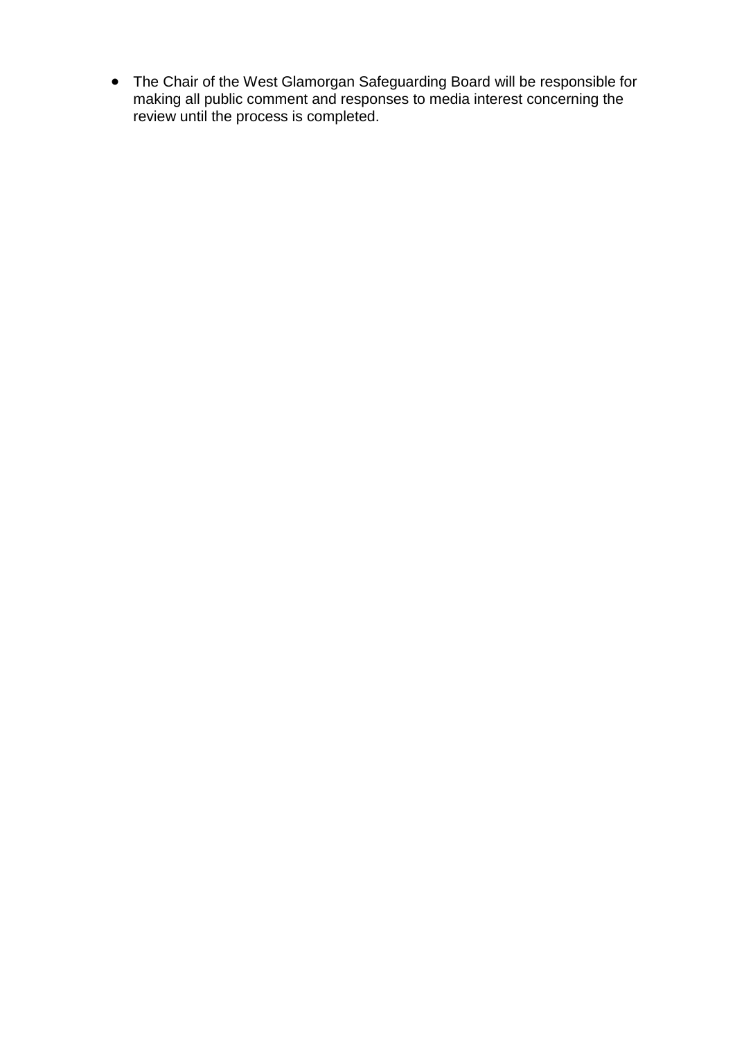- The Chair of the West Glamorgan Safeguarding Board will be responsible for making all public comment and responses to media interest concerning the review until the process is completed.